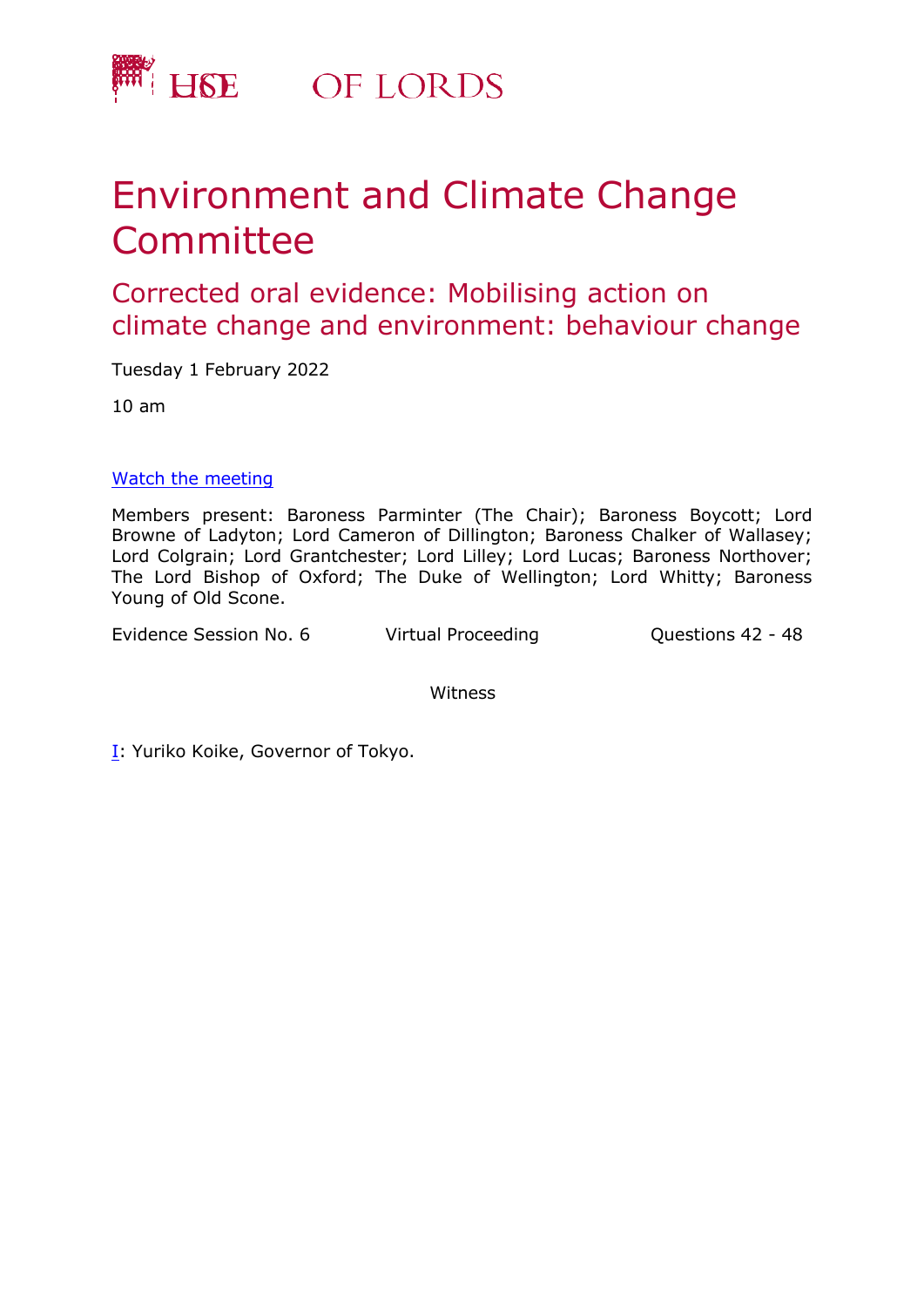# HOUSE OF LORDS

# Environment and Climate Change Committee

## Corrected oral evidence: Mobilising action on climate change and environment: behaviour change

Tuesday 1 February 2022

10 am

[Watch the meeting](#)

Members present: Baroness Parminter (The Chair); Baroness Boycott; Lord Browne of Ladyton; Lord Cameron of Dillington; Baroness Chalker of Wallasey; Lord Colgrain; Lord Grantchester; Lord Lilley; Lord Lucas; Baroness Northover; The Lord Bishop of Oxford; The Duke of Wellington; Lord Whitty; Baroness Young of Old Scone.

Evidence Session No. 6 Virtual Proceeding Questions 42 - 48

Witness

I: Yuriko Koike, Governor of Tokyo.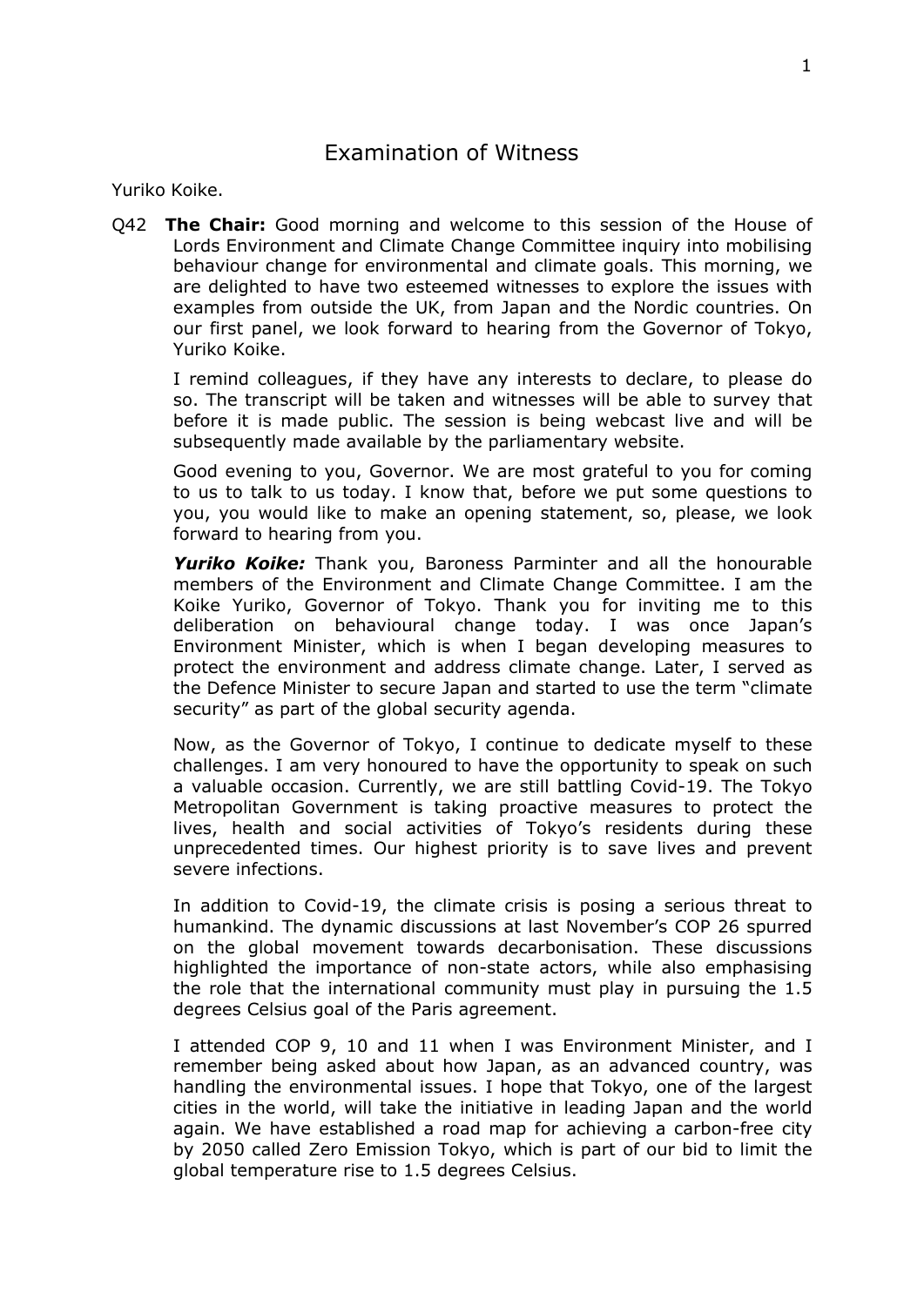# Examination of Witness

Yuriko Koike.

Q42 **The Chair:** Good morning and welcome to this session of the House of Lords Environment and Climate Change Committee inquiry into mobilising behaviour change for environmental and climate goals. This morning, we are delighted to have two esteemed witnesses to explore the issues with examples from outside the UK, from Japan and the Nordic countries. On our first panel, we look forward to hearing from the Governor of Tokyo, Yuriko Koike.

I remind colleagues, if they have any interests to declare, to please do so. The transcript will be taken and witnesses will be able to survey that before it is made public. The session is being webcast live and will be subsequently made available by the parliamentary website.

Good evening to you, Governor. We are most grateful to you for coming to us to talk to us today. I know that, before we put some questions to you, you would like to make an opening statement, so, please, we look forward to hearing from you.

***Yuriko Koike:*** Thank you, Baroness Parminter and all the honourable members of the Environment and Climate Change Committee. I am the Koike Yuriko, Governor of Tokyo. Thank you for inviting me to this deliberation on behavioural change today. I was once Japan's Environment Minister, which is when I began developing measures to protect the environment and address climate change. Later, I served as the Defence Minister to secure Japan and started to use the term "climate security" as part of the global security agenda.

Now, as the Governor of Tokyo, I continue to dedicate myself to these challenges. I am very honoured to have the opportunity to speak on such a valuable occasion. Currently, we are still battling Covid-19. The Tokyo Metropolitan Government is taking proactive measures to protect the lives, health and social activities of Tokyo's residents during these unprecedented times. Our highest priority is to save lives and prevent severe infections.

In addition to Covid-19, the climate crisis is posing a serious threat to humankind. The dynamic discussions at last November's COP 26 spurred on the global movement towards decarbonisation. These discussions highlighted the importance of non-state actors, while also emphasising the role that the international community must play in pursuing the 1.5 degrees Celsius goal of the Paris agreement.

I attended COP 9, 10 and 11 when I was Environment Minister, and I remember being asked about how Japan, as an advanced country, was handling the environmental issues. I hope that Tokyo, one of the largest cities in the world, will take the initiative in leading Japan and the world again. We have established a road map for achieving a carbon-free city by 2050 called Zero Emission Tokyo, which is part of our bid to limit the global temperature rise to 1.5 degrees Celsius.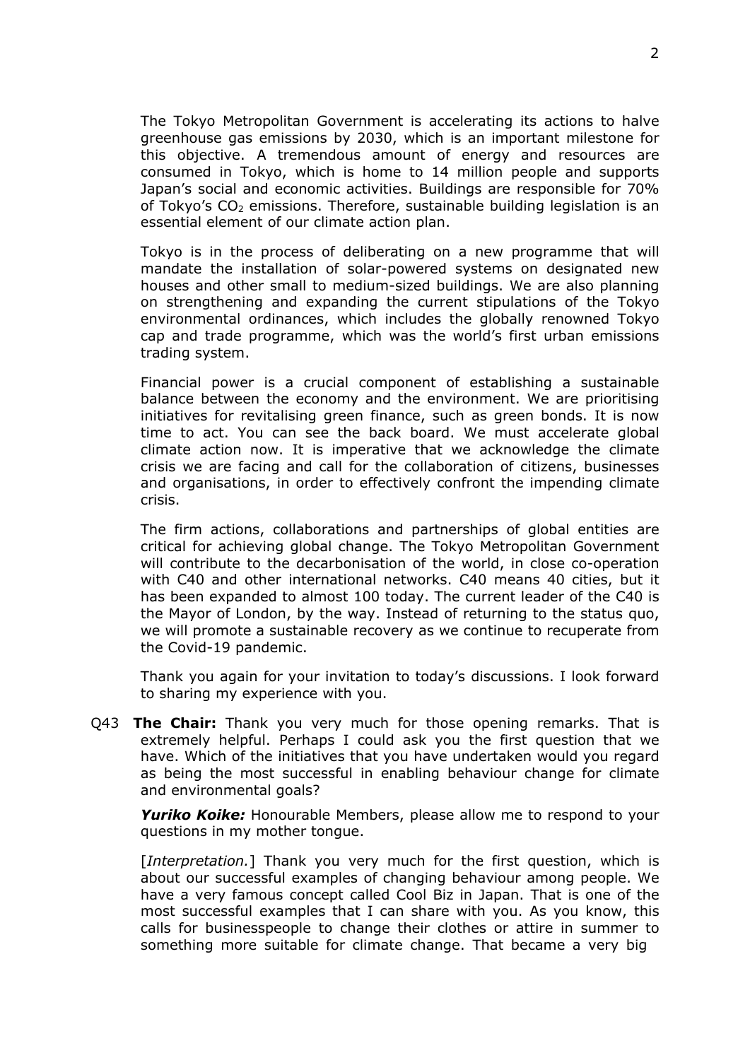The Tokyo Metropolitan Government is accelerating its actions to halve greenhouse gas emissions by 2030, which is an important milestone for this objective. A tremendous amount of energy and resources are consumed in Tokyo, which is home to 14 million people and supports Japan's social and economic activities. Buildings are responsible for 70% of Tokyo's $CO_2$ emissions. Therefore, sustainable building legislation is an essential element of our climate action plan.

Tokyo is in the process of deliberating on a new programme that will mandate the installation of solar-powered systems on designated new houses and other small to medium-sized buildings. We are also planning on strengthening and expanding the current stipulations of the Tokyo environmental ordinances, which includes the globally renowned Tokyo cap and trade programme, which was the world's first urban emissions trading system.

Financial power is a crucial component of establishing a sustainable balance between the economy and the environment. We are prioritising initiatives for revitalising green finance, such as green bonds. It is now time to act. You can see the back board. We must accelerate global climate action now. It is imperative that we acknowledge the climate crisis we are facing and call for the collaboration of citizens, businesses and organisations, in order to effectively confront the impending climate crisis.

The firm actions, collaborations and partnerships of global entities are critical for achieving global change. The Tokyo Metropolitan Government will contribute to the decarbonisation of the world, in close co-operation with C40 and other international networks. C40 means 40 cities, but it has been expanded to almost 100 today. The current leader of the C40 is the Mayor of London, by the way. Instead of returning to the status quo, we will promote a sustainable recovery as we continue to recuperate from the Covid-19 pandemic.

Thank you again for your invitation to today's discussions. I look forward to sharing my experience with you.

Q43 **The Chair:** Thank you very much for those opening remarks. That is extremely helpful. Perhaps I could ask you the first question that we have. Which of the initiatives that you have undertaken would you regard as being the most successful in enabling behaviour change for climate and environmental goals?

***Yuriko Koike:*** Honourable Members, please allow me to respond to your questions in my mother tongue.

[*Interpretation.*] Thank you very much for the first question, which is about our successful examples of changing behaviour among people. We have a very famous concept called Cool Biz in Japan. That is one of the most successful examples that I can share with you. As you know, this calls for businesspeople to change their clothes or attire in summer to something more suitable for climate change. That became a very big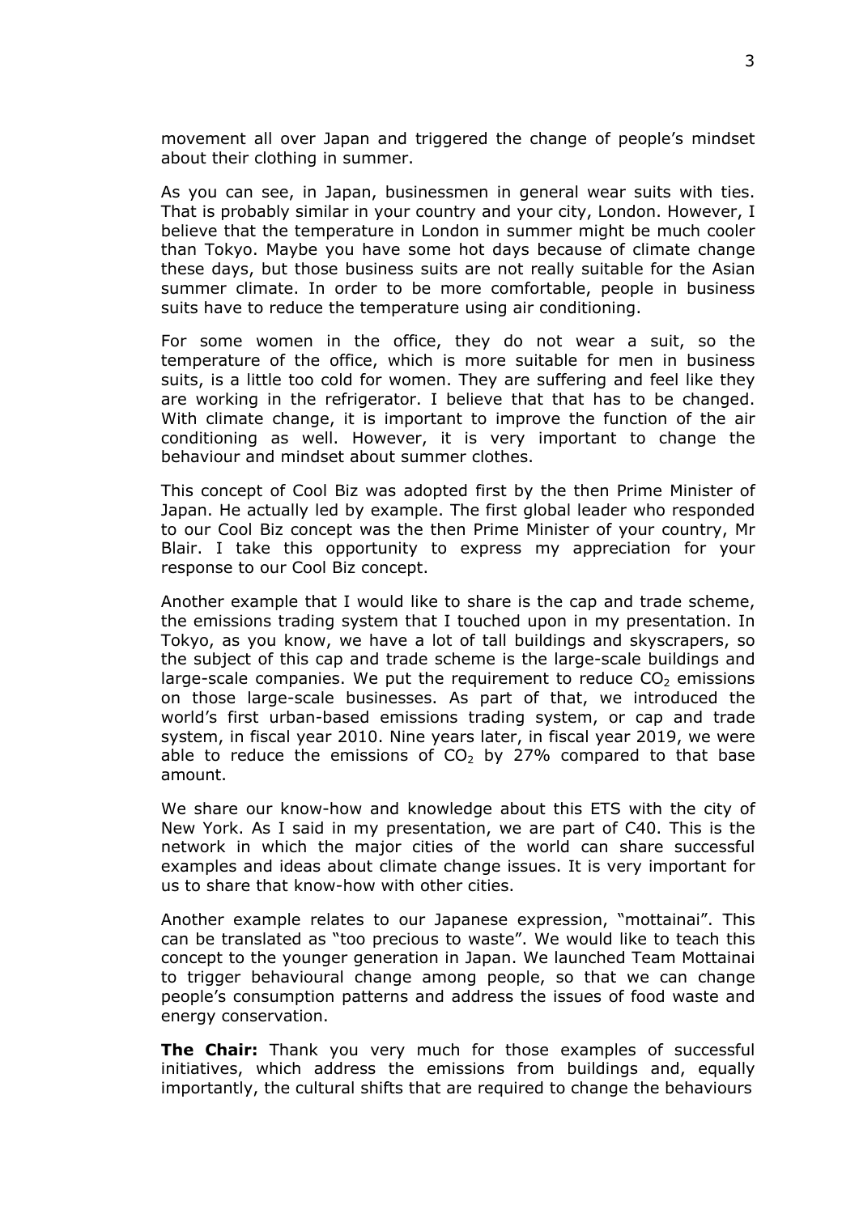movement all over Japan and triggered the change of people's mindset about their clothing in summer.

As you can see, in Japan, businessmen in general wear suits with ties. That is probably similar in your country and your city, London. However, I believe that the temperature in London in summer might be much cooler than Tokyo. Maybe you have some hot days because of climate change these days, but those business suits are not really suitable for the Asian summer climate. In order to be more comfortable, people in business suits have to reduce the temperature using air conditioning.

For some women in the office, they do not wear a suit, so the temperature of the office, which is more suitable for men in business suits, is a little too cold for women. They are suffering and feel like they are working in the refrigerator. I believe that that has to be changed. With climate change, it is important to improve the function of the air conditioning as well. However, it is very important to change the behaviour and mindset about summer clothes.

This concept of Cool Biz was adopted first by the then Prime Minister of Japan. He actually led by example. The first global leader who responded to our Cool Biz concept was the then Prime Minister of your country, Mr Blair. I take this opportunity to express my appreciation for your response to our Cool Biz concept.

Another example that I would like to share is the cap and trade scheme, the emissions trading system that I touched upon in my presentation. In Tokyo, as you know, we have a lot of tall buildings and skyscrapers, so the subject of this cap and trade scheme is the large-scale buildings and large-scale companies. We put the requirement to reduce $CO_2$ emissions on those large-scale businesses. As part of that, we introduced the world's first urban-based emissions trading system, or cap and trade system, in fiscal year 2010. Nine years later, in fiscal year 2019, we were able to reduce the emissions of $CO_2$ by 27% compared to that base amount.

We share our know-how and knowledge about this ETS with the city of New York. As I said in my presentation, we are part of C40. This is the network in which the major cities of the world can share successful examples and ideas about climate change issues. It is very important for us to share that know-how with other cities.

Another example relates to our Japanese expression, "mottainai". This can be translated as "too precious to waste". We would like to teach this concept to the younger generation in Japan. We launched Team Mottainai to trigger behavioural change among people, so that we can change people's consumption patterns and address the issues of food waste and energy conservation.

**The Chair:** Thank you very much for those examples of successful initiatives, which address the emissions from buildings and, equally importantly, the cultural shifts that are required to change the behaviours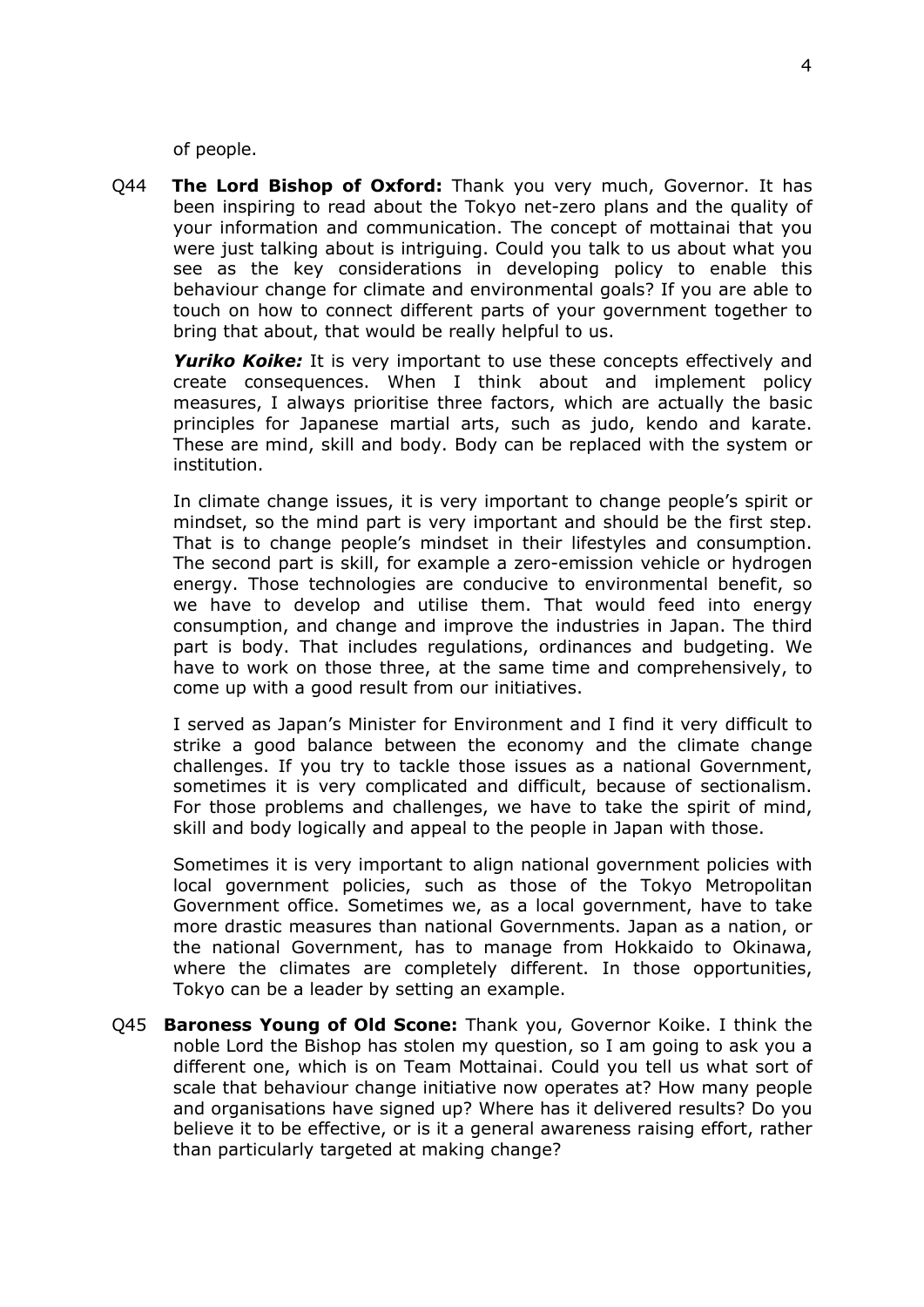of people.

Q44 **The Lord Bishop of Oxford:** Thank you very much, Governor. It has been inspiring to read about the Tokyo net-zero plans and the quality of your information and communication. The concept of mottainai that you were just talking about is intriguing. Could you talk to us about what you see as the key considerations in developing policy to enable this behaviour change for climate and environmental goals? If you are able to touch on how to connect different parts of your government together to bring that about, that would be really helpful to us.

***Yuriko Koike:*** It is very important to use these concepts effectively and create consequences. When I think about and implement policy measures, I always prioritise three factors, which are actually the basic principles for Japanese martial arts, such as judo, kendo and karate. These are mind, skill and body. Body can be replaced with the system or institution.

In climate change issues, it is very important to change people's spirit or mindset, so the mind part is very important and should be the first step. That is to change people's mindset in their lifestyles and consumption. The second part is skill, for example a zero-emission vehicle or hydrogen energy. Those technologies are conducive to environmental benefit, so we have to develop and utilise them. That would feed into energy consumption, and change and improve the industries in Japan. The third part is body. That includes regulations, ordinances and budgeting. We have to work on those three, at the same time and comprehensively, to come up with a good result from our initiatives.

I served as Japan's Minister for Environment and I find it very difficult to strike a good balance between the economy and the climate change challenges. If you try to tackle those issues as a national Government, sometimes it is very complicated and difficult, because of sectionalism. For those problems and challenges, we have to take the spirit of mind, skill and body logically and appeal to the people in Japan with those.

Sometimes it is very important to align national government policies with local government policies, such as those of the Tokyo Metropolitan Government office. Sometimes we, as a local government, have to take more drastic measures than national Governments. Japan as a nation, or the national Government, has to manage from Hokkaido to Okinawa, where the climates are completely different. In those opportunities, Tokyo can be a leader by setting an example.

Q45 **Baroness Young of Old Scone:** Thank you, Governor Koike. I think the noble Lord the Bishop has stolen my question, so I am going to ask you a different one, which is on Team Mottainai. Could you tell us what sort of scale that behaviour change initiative now operates at? How many people and organisations have signed up? Where has it delivered results? Do you believe it to be effective, or is it a general awareness raising effort, rather than particularly targeted at making change?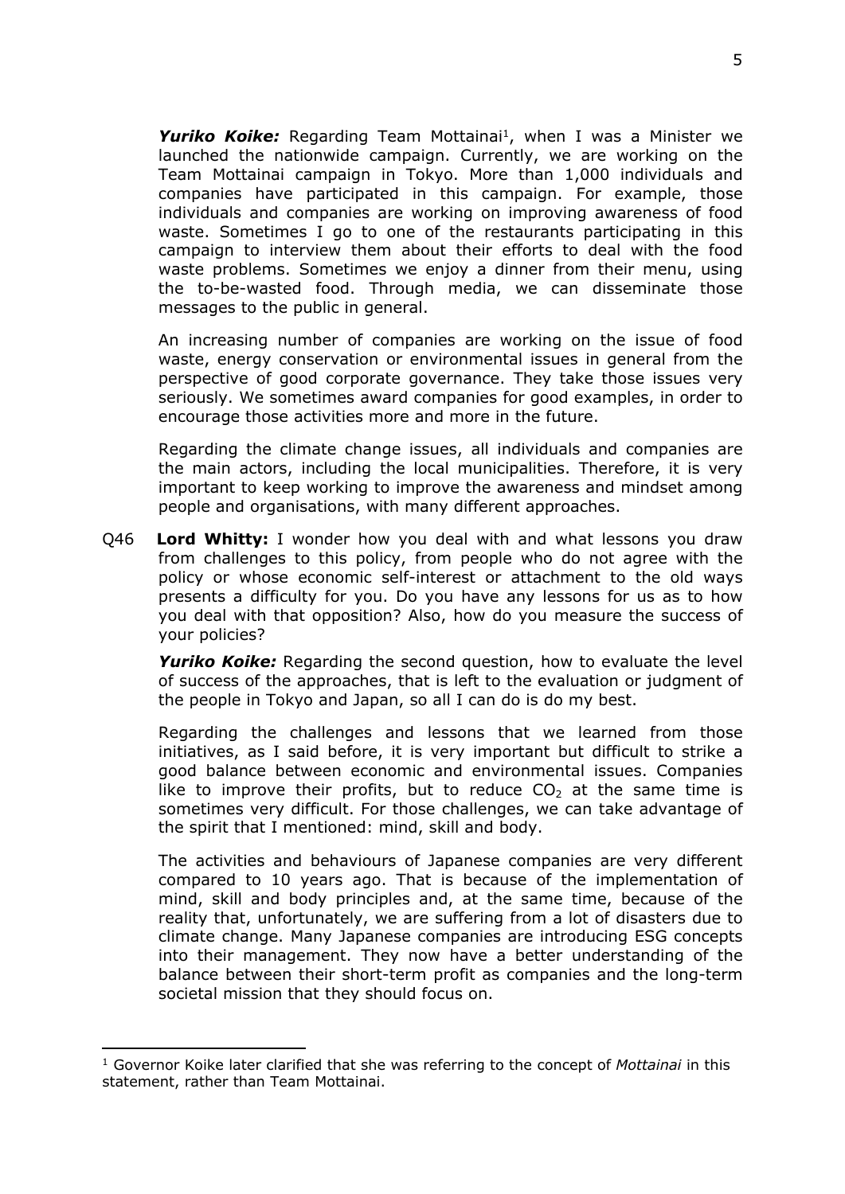***Yuriko Koike:*** Regarding Team Mottainai[1], when I was a Minister we launched the nationwide campaign. Currently, we are working on the Team Mottainai campaign in Tokyo. More than 1,000 individuals and companies have participated in this campaign. For example, those individuals and companies are working on improving awareness of food waste. Sometimes I go to one of the restaurants participating in this campaign to interview them about their efforts to deal with the food waste problems. Sometimes we enjoy a dinner from their menu, using the to-be-wasted food. Through media, we can disseminate those messages to the public in general.

An increasing number of companies are working on the issue of food waste, energy conservation or environmental issues in general from the perspective of good corporate governance. They take those issues very seriously. We sometimes award companies for good examples, in order to encourage those activities more and more in the future.

Regarding the climate change issues, all individuals and companies are the main actors, including the local municipalities. Therefore, it is very important to keep working to improve the awareness and mindset among people and organisations, with many different approaches.

Q46 **Lord Whitty:** I wonder how you deal with and what lessons you draw from challenges to this policy, from people who do not agree with the policy or whose economic self-interest or attachment to the old ways presents a difficulty for you. Do you have any lessons for us as to how you deal with that opposition? Also, how do you measure the success of your policies?

***Yuriko Koike:*** Regarding the second question, how to evaluate the level of success of the approaches, that is left to the evaluation or judgment of the people in Tokyo and Japan, so all I can do is do my best.

Regarding the challenges and lessons that we learned from those initiatives, as I said before, it is very important but difficult to strike a good balance between economic and environmental issues. Companies like to improve their profits, but to reduce $CO_2$ at the same time is sometimes very difficult. For those challenges, we can take advantage of the spirit that I mentioned: mind, skill and body.

The activities and behaviours of Japanese companies are very different compared to 10 years ago. That is because of the implementation of mind, skill and body principles and, at the same time, because of the reality that, unfortunately, we are suffering from a lot of disasters due to climate change. Many Japanese companies are introducing ESG concepts into their management. They now have a better understanding of the balance between their short-term profit as companies and the long-term societal mission that they should focus on.

---

[1] Governor Koike later clarified that she was referring to the concept of *Mottainai* in this statement, rather than Team Mottainai.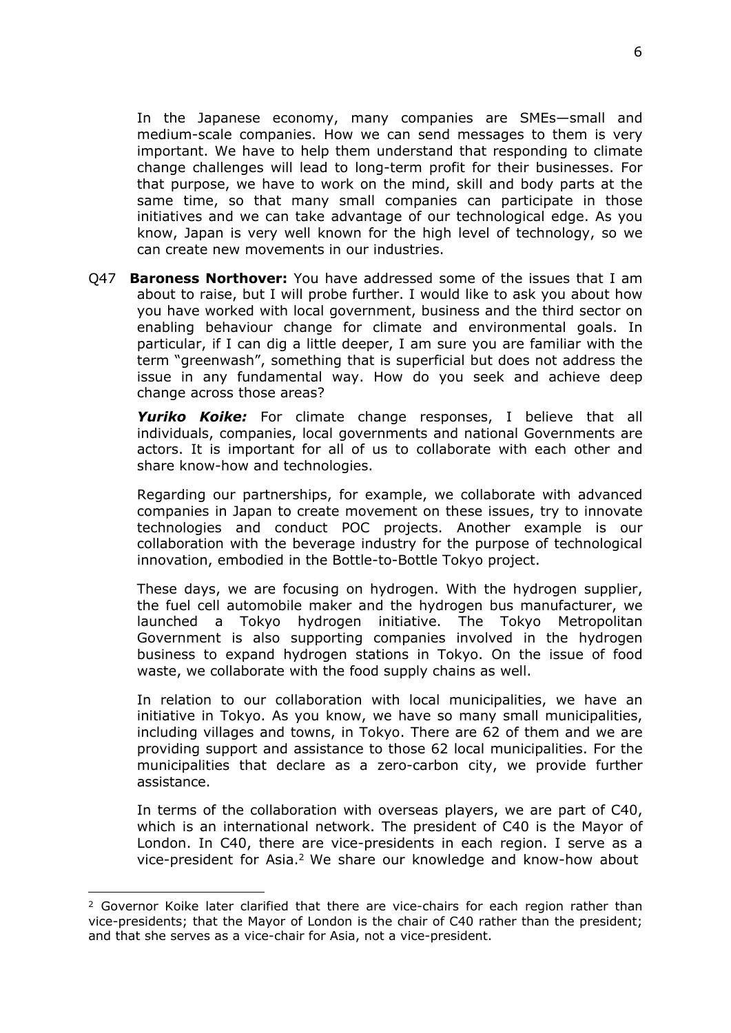In the Japanese economy, many companies are SMEs—small and medium-scale companies. How we can send messages to them is very important. We have to help them understand that responding to climate change challenges will lead to long-term profit for their businesses. For that purpose, we have to work on the mind, skill and body parts at the same time, so that many small companies can participate in those initiatives and we can take advantage of our technological edge. As you know, Japan is very well known for the high level of technology, so we can create new movements in our industries.

Q47 **Baroness Northover:** You have addressed some of the issues that I am about to raise, but I will probe further. I would like to ask you about how you have worked with local government, business and the third sector on enabling behaviour change for climate and environmental goals. In particular, if I can dig a little deeper, I am sure you are familiar with the term "greenwash", something that is superficial but does not address the issue in any fundamental way. How do you seek and achieve deep change across those areas?

***Yuriko Koike:*** For climate change responses, I believe that all individuals, companies, local governments and national Governments are actors. It is important for all of us to collaborate with each other and share know-how and technologies.

Regarding our partnerships, for example, we collaborate with advanced companies in Japan to create movement on these issues, try to innovate technologies and conduct POC projects. Another example is our collaboration with the beverage industry for the purpose of technological innovation, embodied in the Bottle-to-Bottle Tokyo project.

These days, we are focusing on hydrogen. With the hydrogen supplier, the fuel cell automobile maker and the hydrogen bus manufacturer, we launched a Tokyo hydrogen initiative. The Tokyo Metropolitan Government is also supporting companies involved in the hydrogen business to expand hydrogen stations in Tokyo. On the issue of food waste, we collaborate with the food supply chains as well.

In relation to our collaboration with local municipalities, we have an initiative in Tokyo. As you know, we have so many small municipalities, including villages and towns, in Tokyo. There are 62 of them and we are providing support and assistance to those 62 local municipalities. For the municipalities that declare as a zero-carbon city, we provide further assistance.

In terms of the collaboration with overseas players, we are part of C40, which is an international network. The president of C40 is the Mayor of London. In C40, there are vice-presidents in each region. I serve as a vice-president for Asia.[2] We share our knowledge and know-how about

---

[2] Governor Koike later clarified that there are vice-chairs for each region rather than vice-presidents; that the Mayor of London is the chair of C40 rather than the president; and that she serves as a vice-chair for Asia, not a vice-president.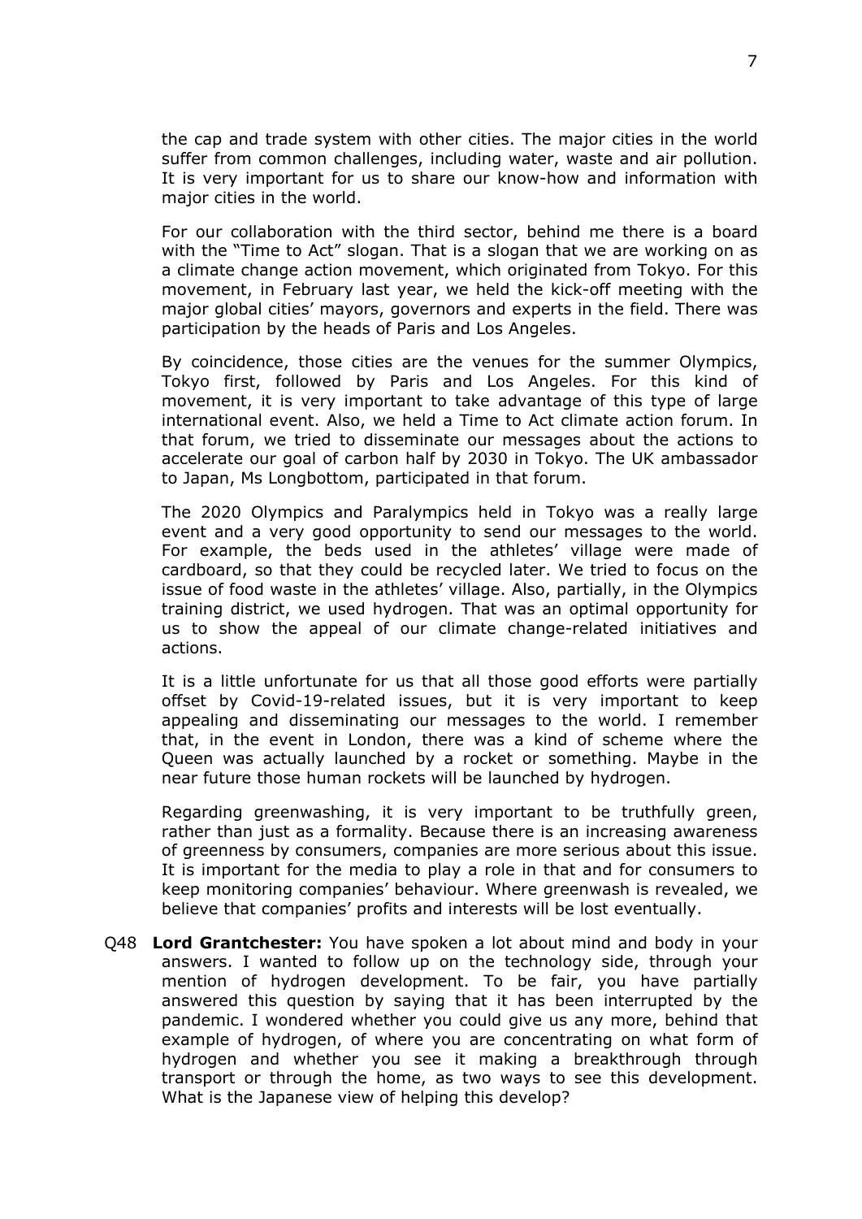the cap and trade system with other cities. The major cities in the world suffer from common challenges, including water, waste and air pollution. It is very important for us to share our know-how and information with major cities in the world.

For our collaboration with the third sector, behind me there is a board with the "Time to Act" slogan. That is a slogan that we are working on as a climate change action movement, which originated from Tokyo. For this movement, in February last year, we held the kick-off meeting with the major global cities' mayors, governors and experts in the field. There was participation by the heads of Paris and Los Angeles.

By coincidence, those cities are the venues for the summer Olympics, Tokyo first, followed by Paris and Los Angeles. For this kind of movement, it is very important to take advantage of this type of large international event. Also, we held a Time to Act climate action forum. In that forum, we tried to disseminate our messages about the actions to accelerate our goal of carbon half by 2030 in Tokyo. The UK ambassador to Japan, Ms Longbottom, participated in that forum.

The 2020 Olympics and Paralympics held in Tokyo was a really large event and a very good opportunity to send our messages to the world. For example, the beds used in the athletes' village were made of cardboard, so that they could be recycled later. We tried to focus on the issue of food waste in the athletes' village. Also, partially, in the Olympics training district, we used hydrogen. That was an optimal opportunity for us to show the appeal of our climate change-related initiatives and actions.

It is a little unfortunate for us that all those good efforts were partially offset by Covid-19-related issues, but it is very important to keep appealing and disseminating our messages to the world. I remember that, in the event in London, there was a kind of scheme where the Queen was actually launched by a rocket or something. Maybe in the near future those human rockets will be launched by hydrogen.

Regarding greenwashing, it is very important to be truthfully green, rather than just as a formality. Because there is an increasing awareness of greenness by consumers, companies are more serious about this issue. It is important for the media to play a role in that and for consumers to keep monitoring companies' behaviour. Where greenwash is revealed, we believe that companies' profits and interests will be lost eventually.

Q48 **Lord Grantchester:** You have spoken a lot about mind and body in your answers. I wanted to follow up on the technology side, through your mention of hydrogen development. To be fair, you have partially answered this question by saying that it has been interrupted by the pandemic. I wondered whether you could give us any more, behind that example of hydrogen, of where you are concentrating on what form of hydrogen and whether you see it making a breakthrough through transport or through the home, as two ways to see this development. What is the Japanese view of helping this develop?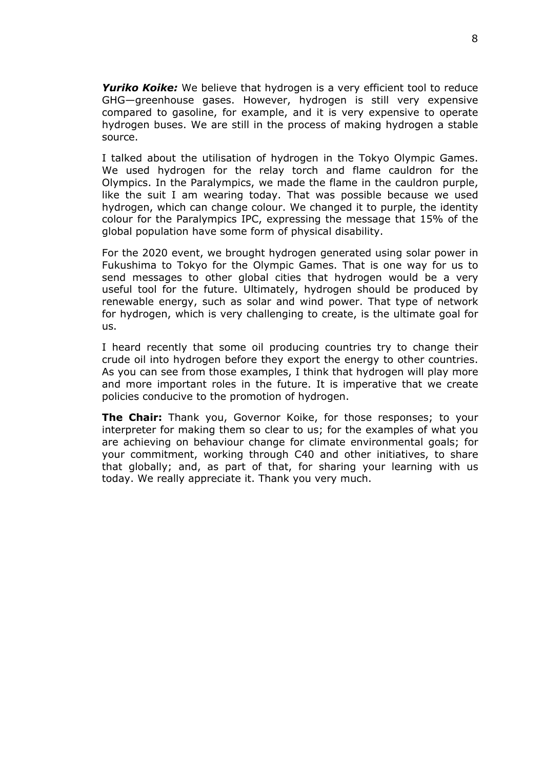***Yuriko Koike:*** We believe that hydrogen is a very efficient tool to reduce GHG—greenhouse gases. However, hydrogen is still very expensive compared to gasoline, for example, and it is very expensive to operate hydrogen buses. We are still in the process of making hydrogen a stable source.

I talked about the utilisation of hydrogen in the Tokyo Olympic Games. We used hydrogen for the relay torch and flame cauldron for the Olympics. In the Paralympics, we made the flame in the cauldron purple, like the suit I am wearing today. That was possible because we used hydrogen, which can change colour. We changed it to purple, the identity colour for the Paralympics IPC, expressing the message that 15% of the global population have some form of physical disability.

For the 2020 event, we brought hydrogen generated using solar power in Fukushima to Tokyo for the Olympic Games. That is one way for us to send messages to other global cities that hydrogen would be a very useful tool for the future. Ultimately, hydrogen should be produced by renewable energy, such as solar and wind power. That type of network for hydrogen, which is very challenging to create, is the ultimate goal for us.

I heard recently that some oil producing countries try to change their crude oil into hydrogen before they export the energy to other countries. As you can see from those examples, I think that hydrogen will play more and more important roles in the future. It is imperative that we create policies conducive to the promotion of hydrogen.

**The Chair:** Thank you, Governor Koike, for those responses; to your interpreter for making them so clear to us; for the examples of what you are achieving on behaviour change for climate environmental goals; for your commitment, working through C40 and other initiatives, to share that globally; and, as part of that, for sharing your learning with us today. We really appreciate it. Thank you very much.